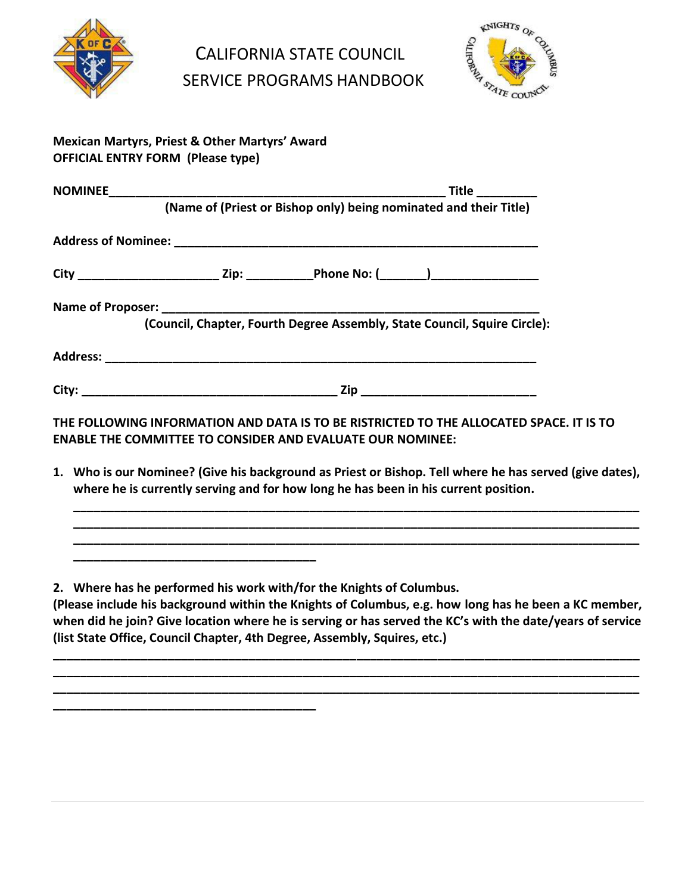# CALIFORNIA STATE COUNCIL
# SERVICE PROGRAMS HANDBOOK

**Mexican Martyrs, Priest & Other Martyrs' Award**
**OFFICIAL ENTRY FORM (Please type)**

**NOMINEE**_____________________________________________________ **Title** _________
**(Name of (Priest or Bishop only) being nominated and their Title)**

**Address of Nominee:** ________________________________________________________

**City** _____________________ **Zip:** __________**Phone No: (**_______**)**________________

**Name of Proposer:** _________________________________________________________
**(Council, Chapter, Fourth Degree Assembly, State Council, Squire Circle):**

**Address:** ________________________________________________________________

**City:** _______________________________________ **Zip** __________________________

**THE FOLLOWING INFORMATION AND DATA IS TO BE RISTRICTED TO THE ALLOCATED SPACE. IT IS TO ENABLE THE COMMITTEE TO CONSIDER AND EVALUATE OUR NOMINEE:**

1. **Who is our Nominee? (Give his background as Priest or Bishop. Tell where he has served (give dates), where he is currently serving and for how long he has been in his current position.**

   ________________________________________________________________________________
   ________________________________________________________________________________
   ________________________________________________________________________________
   _____________________________________

2. **Where has he performed his work with/for the Knights of Columbus.**

**(Please include his background within the Knights of Columbus, e.g. how long has he been a KC member, when did he join? Give location where he is serving or has served the KC's with the date/years of service (list State Office, Council Chapter, 4th Degree, Assembly, Squires, etc.)**

________________________________________________________________________________
________________________________________________________________________________
________________________________________________________________________________
_____________________________________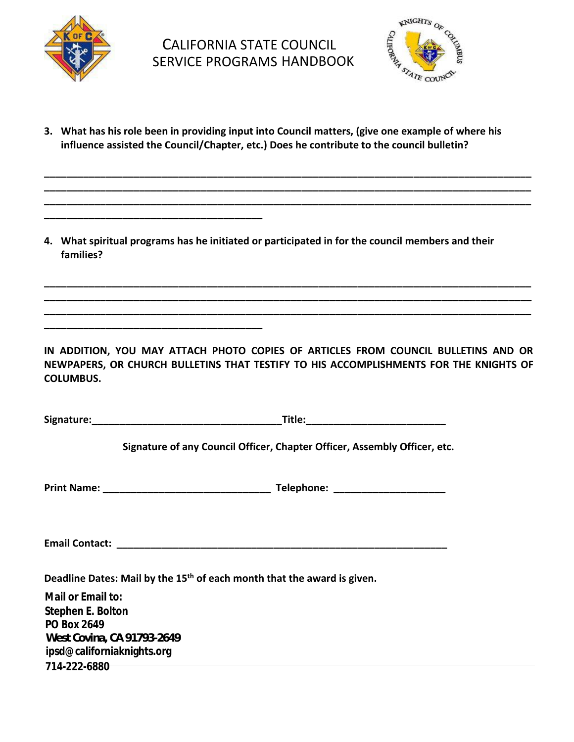3. **What has his role been in providing input into Council matters, (give one example of where his influence assisted the Council/Chapter, etc.) Does he contribute to the council bulletin?**

________________________________________________________________________________________
________________________________________________________________________________________
________________________________________________________________________________________
________________________________________

4. **What spiritual programs has he initiated or participated in for the council members and their families?**

________________________________________________________________________________________
________________________________________________________________________________________
________________________________________________________________________________________
________________________________________

**IN ADDITION, YOU MAY ATTACH PHOTO COPIES OF ARTICLES FROM COUNCIL BULLETINS AND OR NEWPAPERS, OR CHURCH BULLETINS THAT TESTIFY TO HIS ACCOMPLISHMENTS FOR THE KNIGHTS OF COLUMBUS.**

**Signature:**___________________________________**Title:**_________________________

**Signature of any Council Officer, Chapter Officer, Assembly Officer, etc.**

**Print Name:** _______________________________ **Telephone:** ____________________

**Email Contact:** ______________________________________________________________

**Deadline Dates: Mail by the 15th of each month that the award is given.**

**Mail or Email to:**
**Stephen E. Bolton**
**PO Box 2649**
**West Covina, CA 91793-2649**
**ipsd@californiaknights.org**
**714-222-6880**